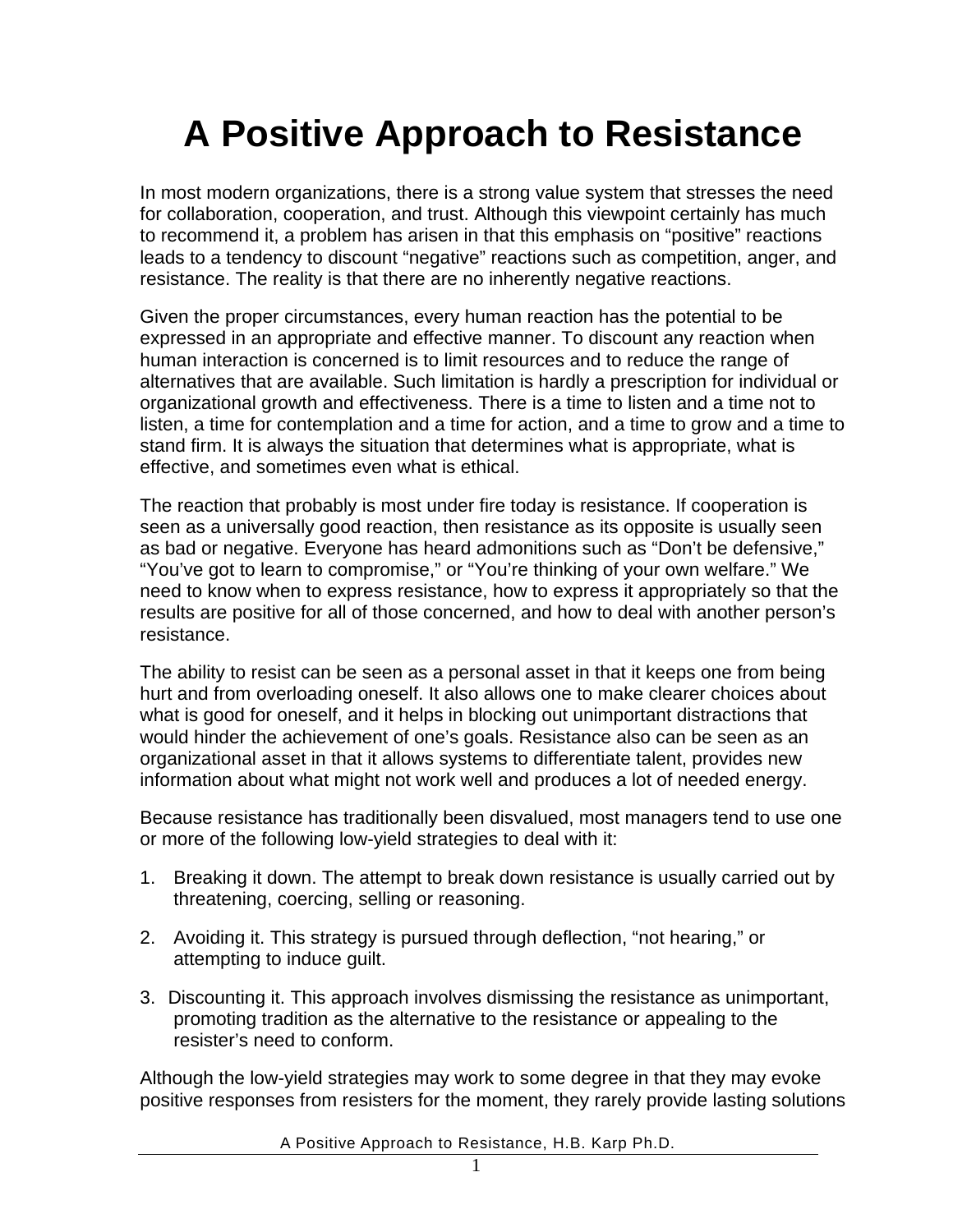# A Positive Approach to Resistance

In most modern organizations, there is a strong value system that stresses the need for collaboration, cooperation, and trust. Although this viewpoint certainly has much to recommend it, a problem has arisen in that this emphasis on "positive" reactions leads to a tendency to discount "negative" reactions such as competition, anger, and resistance. The reality is that there are no inherently negative reactions.

Given the proper circumstances, every human reaction has the potential to be expressed in an appropriate and effective manner. To discount any reaction when human interaction is concerned is to limit resources and to reduce the range of alternatives that are available. Such limitation is hardly a prescription for individual or organizational growth and effectiveness. There is a time to listen and a time not to listen, a time for contemplation and a time for action, and a time to grow and a time to stand firm. It is always the situation that determines what is appropriate, what is effective, and sometimes even what is ethical.

The reaction that probably is most under fire today is resistance. If cooperation is seen as a universally good reaction, then resistance as its opposite is usually seen as bad or negative. Everyone has heard admonitions such as "Don't be defensive," "You've got to learn to compromise," or "You're thinking of your own welfare." We need to know when to express resistance, how to express it appropriately so that the results are positive for all of those concerned, and how to deal with another person's resistance.

The ability to resist can be seen as a personal asset in that it keeps one from being hurt and from overloading oneself. It also allows one to make clearer choices about what is good for oneself, and it helps in blocking out unimportant distractions that would hinder the achievement of one's goals. Resistance also can be seen as an organizational asset in that it allows systems to differentiate talent, provides new information about what might not work well and produces a lot of needed energy.

Because resistance has traditionally been disvalued, most managers tend to use one or more of the following low-yield strategies to deal with it:

1. Breaking it down. The attempt to break down resistance is usually carried out by threatening, coercing, selling or reasoning.
2. Avoiding it. This strategy is pursued through deflection, "not hearing," or attempting to induce guilt.
3. Discounting it. This approach involves dismissing the resistance as unimportant, promoting tradition as the alternative to the resistance or appealing to the resister's need to conform.

Although the low-yield strategies may work to some degree in that they may evoke positive responses from resisters for the moment, they rarely provide lasting solutions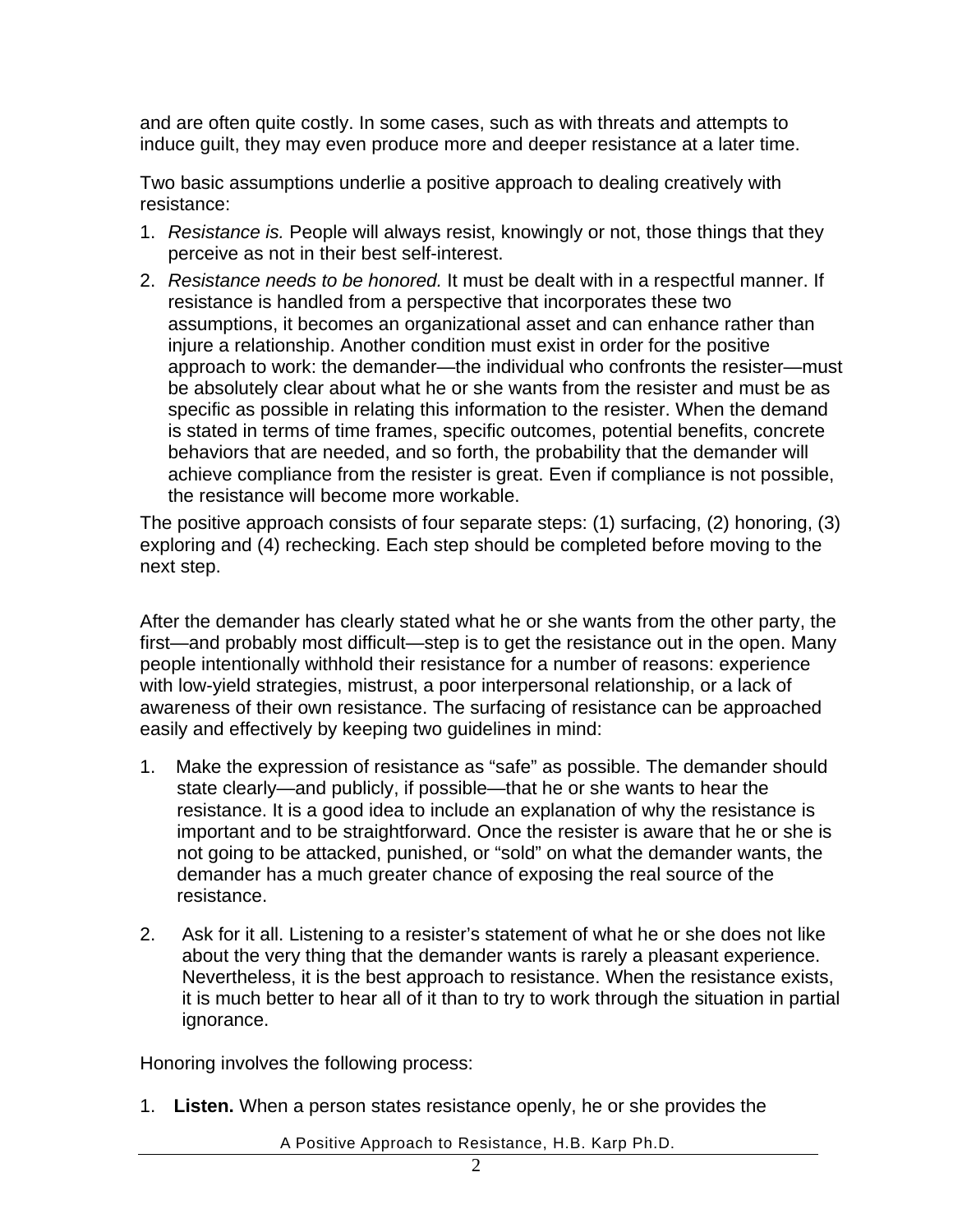and are often quite costly. In some cases, such as with threats and attempts to induce guilt, they may even produce more and deeper resistance at a later time.

Two basic assumptions underlie a positive approach to dealing creatively with resistance:

1. *Resistance is.* People will always resist, knowingly or not, those things that they perceive as not in their best self-interest.
2. *Resistance needs to be honored.* It must be dealt with in a respectful manner. If resistance is handled from a perspective that incorporates these two assumptions, it becomes an organizational asset and can enhance rather than injure a relationship. Another condition must exist in order for the positive approach to work: the demander—the individual who confronts the resister—must be absolutely clear about what he or she wants from the resister and must be as specific as possible in relating this information to the resister. When the demand is stated in terms of time frames, specific outcomes, potential benefits, concrete behaviors that are needed, and so forth, the probability that the demander will achieve compliance from the resister is great. Even if compliance is not possible, the resistance will become more workable.

The positive approach consists of four separate steps: (1) surfacing, (2) honoring, (3) exploring and (4) rechecking. Each step should be completed before moving to the next step.

After the demander has clearly stated what he or she wants from the other party, the first—and probably most difficult—step is to get the resistance out in the open. Many people intentionally withhold their resistance for a number of reasons: experience with low-yield strategies, mistrust, a poor interpersonal relationship, or a lack of awareness of their own resistance. The surfacing of resistance can be approached easily and effectively by keeping two guidelines in mind:

1. Make the expression of resistance as "safe" as possible. The demander should state clearly—and publicly, if possible—that he or she wants to hear the resistance. It is a good idea to include an explanation of why the resistance is important and to be straightforward. Once the resister is aware that he or she is not going to be attacked, punished, or "sold" on what the demander wants, the demander has a much greater chance of exposing the real source of the resistance.

2. Ask for it all. Listening to a resister's statement of what he or she does not like about the very thing that the demander wants is rarely a pleasant experience. Nevertheless, it is the best approach to resistance. When the resistance exists, it is much better to hear all of it than to try to work through the situation in partial ignorance.

Honoring involves the following process:

1. **Listen.** When a person states resistance openly, he or she provides the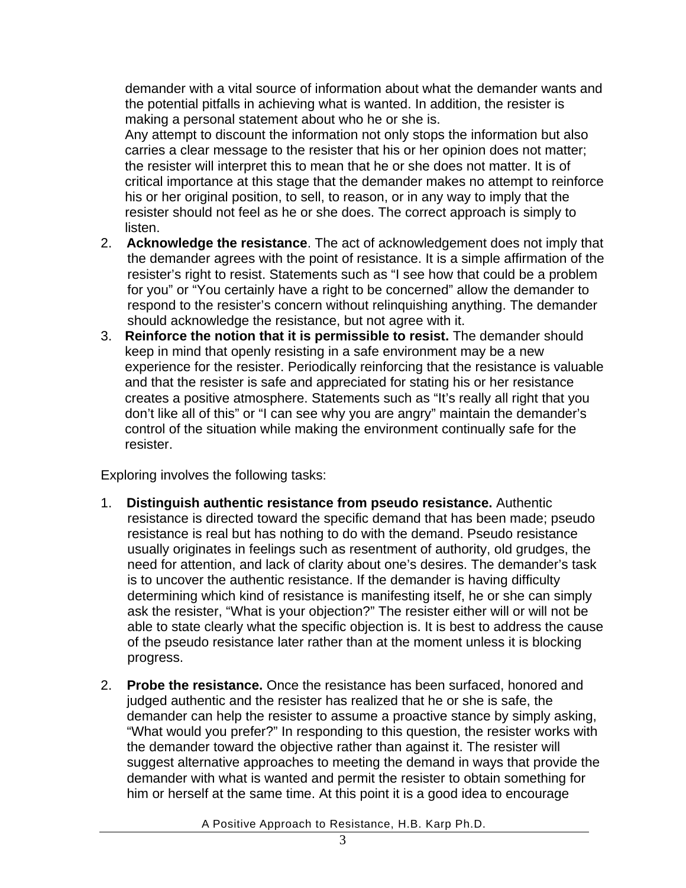demander with a vital source of information about what the demander wants and the potential pitfalls in achieving what is wanted. In addition, the resister is making a personal statement about who he or she is.
   Any attempt to discount the information not only stops the information but also carries a clear message to the resister that his or her opinion does not matter; the resister will interpret this to mean that he or she does not matter. It is of critical importance at this stage that the demander makes no attempt to reinforce his or her original position, to sell, to reason, or in any way to imply that the resister should not feel as he or she does. The correct approach is simply to listen.

2. **Acknowledge the resistance**. The act of acknowledgement does not imply that the demander agrees with the point of resistance. It is a simple affirmation of the resister's right to resist. Statements such as "I see how that could be a problem for you" or "You certainly have a right to be concerned" allow the demander to respond to the resister's concern without relinquishing anything. The demander should acknowledge the resistance, but not agree with it.
3. **Reinforce the notion that it is permissible to resist.** The demander should keep in mind that openly resisting in a safe environment may be a new experience for the resister. Periodically reinforcing that the resistance is valuable and that the resister is safe and appreciated for stating his or her resistance creates a positive atmosphere. Statements such as "It's really all right that you don't like all of this" or "I can see why you are angry" maintain the demander's control of the situation while making the environment continually safe for the resister.

Exploring involves the following tasks:

1. **Distinguish authentic resistance from pseudo resistance.** Authentic resistance is directed toward the specific demand that has been made; pseudo resistance is real but has nothing to do with the demand. Pseudo resistance usually originates in feelings such as resentment of authority, old grudges, the need for attention, and lack of clarity about one's desires. The demander's task is to uncover the authentic resistance. If the demander is having difficulty determining which kind of resistance is manifesting itself, he or she can simply ask the resister, "What is your objection?" The resister either will or will not be able to state clearly what the specific objection is. It is best to address the cause of the pseudo resistance later rather than at the moment unless it is blocking progress.

2. **Probe the resistance.** Once the resistance has been surfaced, honored and judged authentic and the resister has realized that he or she is safe, the demander can help the resister to assume a proactive stance by simply asking, "What would you prefer?" In responding to this question, the resister works with the demander toward the objective rather than against it. The resister will suggest alternative approaches to meeting the demand in ways that provide the demander with what is wanted and permit the resister to obtain something for him or herself at the same time. At this point it is a good idea to encourage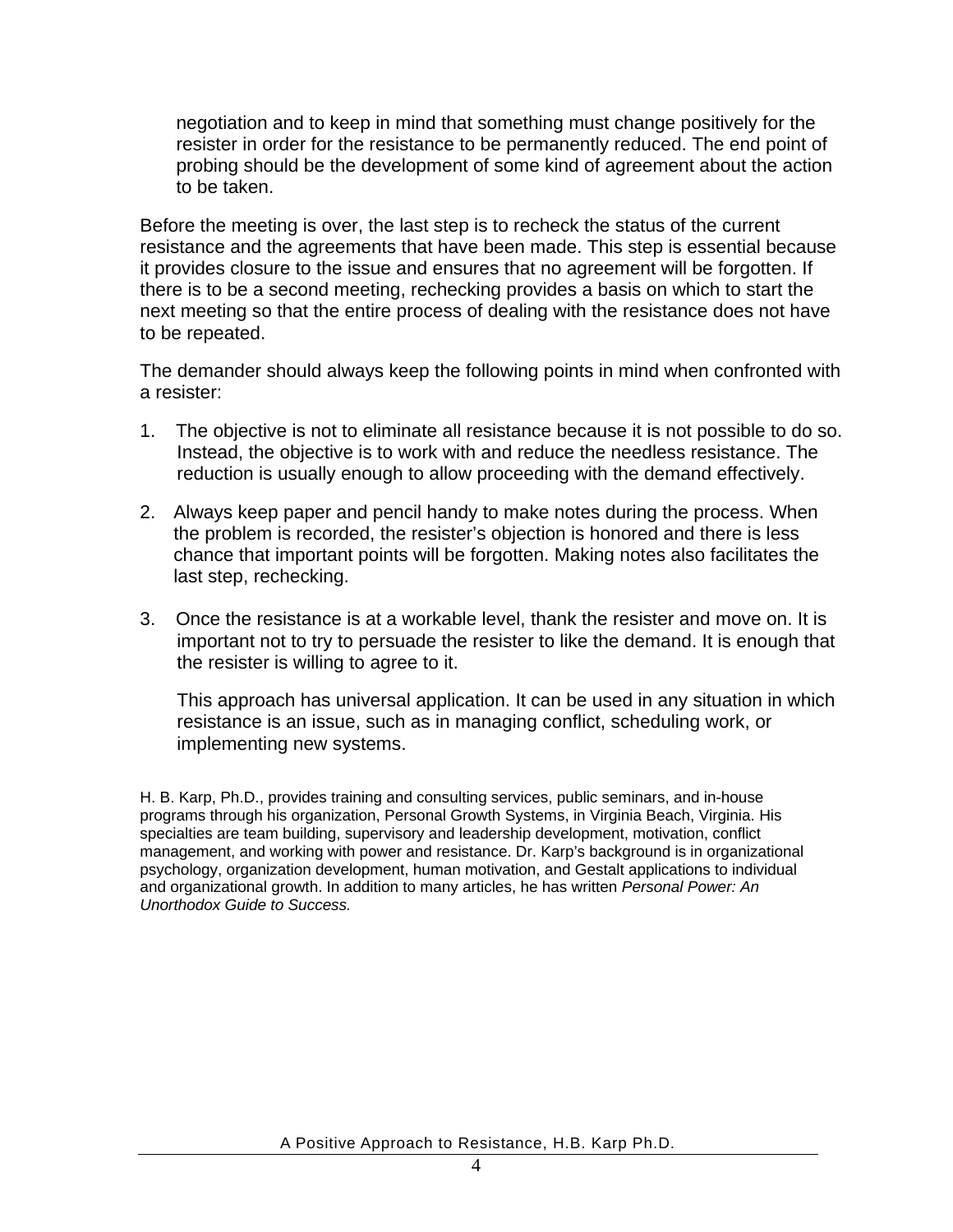negotiation and to keep in mind that something must change positively for the resister in order for the resistance to be permanently reduced. The end point of probing should be the development of some kind of agreement about the action to be taken.

Before the meeting is over, the last step is to recheck the status of the current resistance and the agreements that have been made. This step is essential because it provides closure to the issue and ensures that no agreement will be forgotten. If there is to be a second meeting, rechecking provides a basis on which to start the next meeting so that the entire process of dealing with the resistance does not have to be repeated.

The demander should always keep the following points in mind when confronted with a resister:

1. The objective is not to eliminate all resistance because it is not possible to do so. Instead, the objective is to work with and reduce the needless resistance. The reduction is usually enough to allow proceeding with the demand effectively.

2. Always keep paper and pencil handy to make notes during the process. When the problem is recorded, the resister's objection is honored and there is less chance that important points will be forgotten. Making notes also facilitates the last step, rechecking.

3. Once the resistance is at a workable level, thank the resister and move on. It is important not to try to persuade the resister to like the demand. It is enough that the resister is willing to agree to it.

   This approach has universal application. It can be used in any situation in which resistance is an issue, such as in managing conflict, scheduling work, or implementing new systems.

H. B. Karp, Ph.D., provides training and consulting services, public seminars, and in-house programs through his organization, Personal Growth Systems, in Virginia Beach, Virginia. His specialties are team building, supervisory and leadership development, motivation, conflict management, and working with power and resistance. Dr. Karp's background is in organizational psychology, organization development, human motivation, and Gestalt applications to individual and organizational growth. In addition to many articles, he has written *Personal Power: An Unorthodox Guide to Success.*